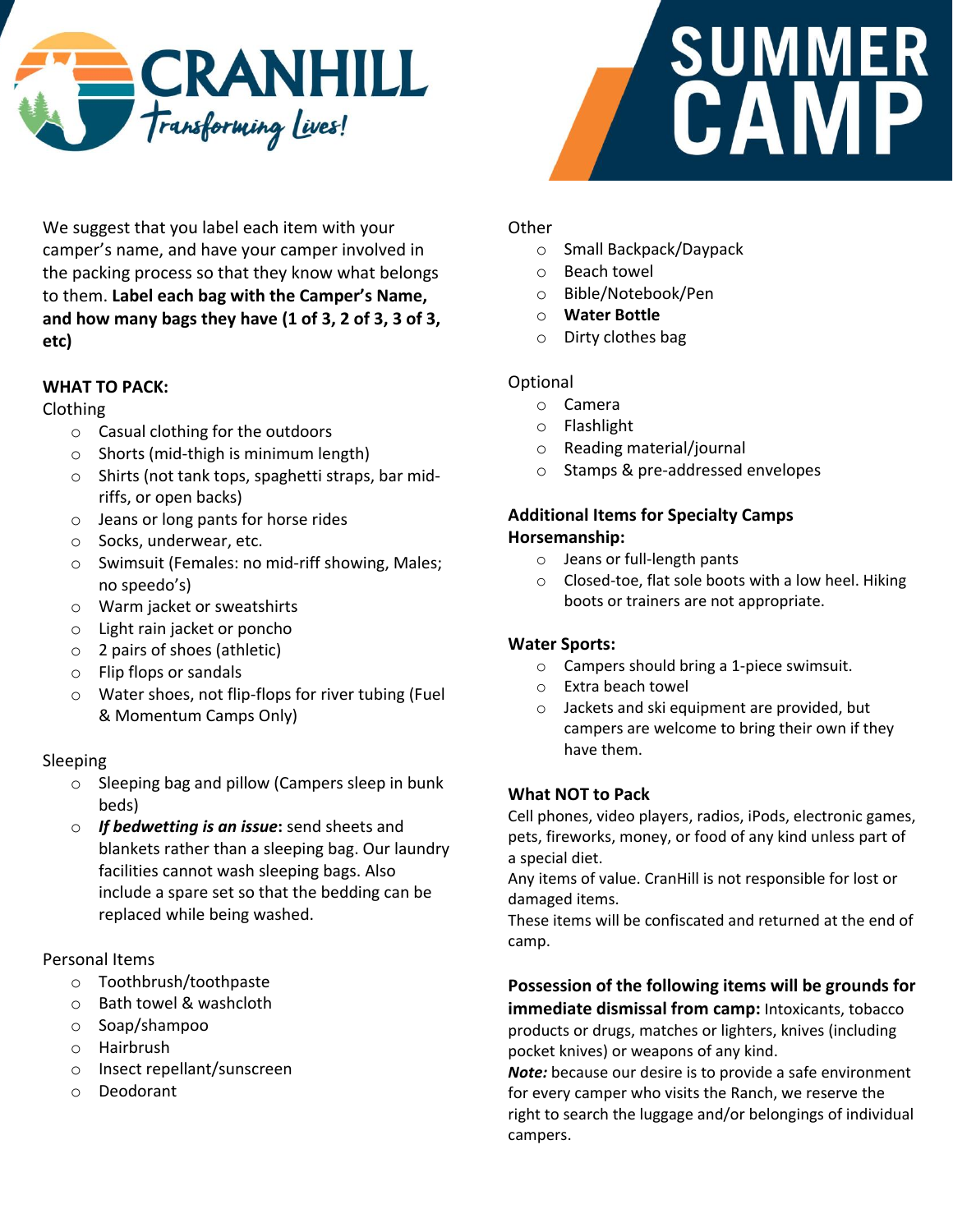# CRANHILL

*Transforming Lives!*

# SUMMER CAMP

We suggest that you label each item with your camper's name, and have your camper involved in the packing process so that they know what belongs to them. **Label each bag with the Camper's Name, and how many bags they have (1 of 3, 2 of 3, 3 of 3, etc)**

## WHAT TO PACK:

Clothing

- Casual clothing for the outdoors
- Shorts (mid-thigh is minimum length)
- Shirts (not tank tops, spaghetti straps, bar mid-riffs, or open backs)
- Jeans or long pants for horse rides
- Socks, underwear, etc.
- Swimsuit (Females: no mid-riff showing, Males; no speedo's)
- Warm jacket or sweatshirts
- Light rain jacket or poncho
- 2 pairs of shoes (athletic)
- Flip flops or sandals
- Water shoes, not flip-flops for river tubing (Fuel & Momentum Camps Only)

Sleeping

- Sleeping bag and pillow (Campers sleep in bunk beds)
- ***If bedwetting is an issue*****:** send sheets and blankets rather than a sleeping bag. Our laundry facilities cannot wash sleeping bags. Also include a spare set so that the bedding can be replaced while being washed.

Personal Items

- Toothbrush/toothpaste
- Bath towel & washcloth
- Soap/shampoo
- Hairbrush
- Insect repellant/sunscreen
- Deodorant

Other

- Small Backpack/Daypack
- Beach towel
- Bible/Notebook/Pen
- **Water Bottle**
- Dirty clothes bag

Optional

- Camera
- Flashlight
- Reading material/journal
- Stamps & pre-addressed envelopes

### Additional Items for Specialty Camps

**Horsemanship:**

- Jeans or full-length pants
- Closed-toe, flat sole boots with a low heel. Hiking boots or trainers are not appropriate.

**Water Sports:**

- Campers should bring a 1-piece swimsuit.
- Extra beach towel
- Jackets and ski equipment are provided, but campers are welcome to bring their own if they have them.

### What NOT to Pack

Cell phones, video players, radios, iPods, electronic games, pets, fireworks, money, or food of any kind unless part of a special diet.

Any items of value. CranHill is not responsible for lost or damaged items.

These items will be confiscated and returned at the end of camp.

**Possession of the following items will be grounds for immediate dismissal from camp:** Intoxicants, tobacco products or drugs, matches or lighters, knives (including pocket knives) or weapons of any kind.

***Note:*** because our desire is to provide a safe environment for every camper who visits the Ranch, we reserve the right to search the luggage and/or belongings of individual campers.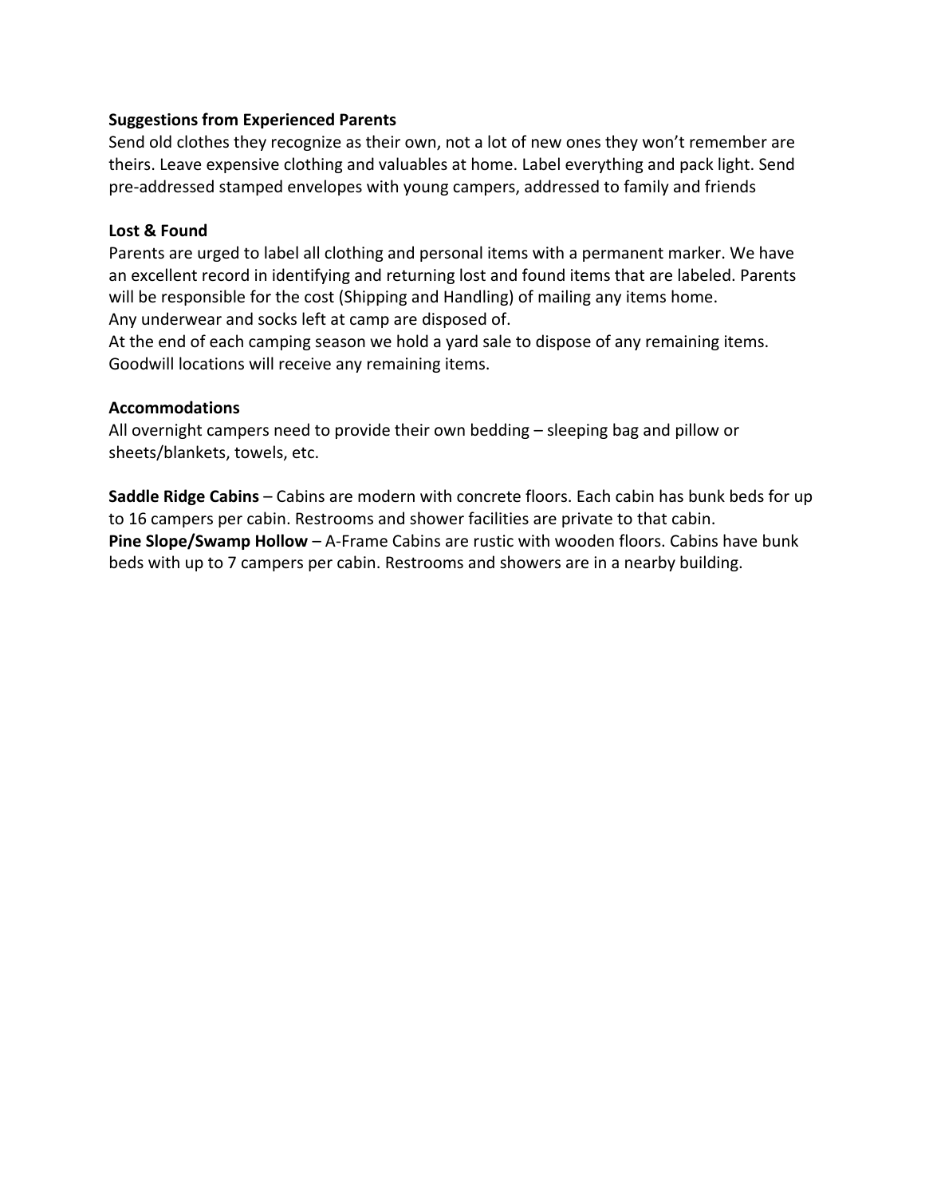**Suggestions from Experienced Parents**

Send old clothes they recognize as their own, not a lot of new ones they won't remember are theirs. Leave expensive clothing and valuables at home. Label everything and pack light. Send pre-addressed stamped envelopes with young campers, addressed to family and friends

**Lost & Found**

Parents are urged to label all clothing and personal items with a permanent marker. We have an excellent record in identifying and returning lost and found items that are labeled. Parents will be responsible for the cost (Shipping and Handling) of mailing any items home.
Any underwear and socks left at camp are disposed of.
At the end of each camping season we hold a yard sale to dispose of any remaining items. Goodwill locations will receive any remaining items.

**Accommodations**

All overnight campers need to provide their own bedding – sleeping bag and pillow or sheets/blankets, towels, etc.

**Saddle Ridge Cabins** – Cabins are modern with concrete floors. Each cabin has bunk beds for up to 16 campers per cabin. Restrooms and shower facilities are private to that cabin.
**Pine Slope/Swamp Hollow** – A-Frame Cabins are rustic with wooden floors. Cabins have bunk beds with up to 7 campers per cabin. Restrooms and showers are in a nearby building.